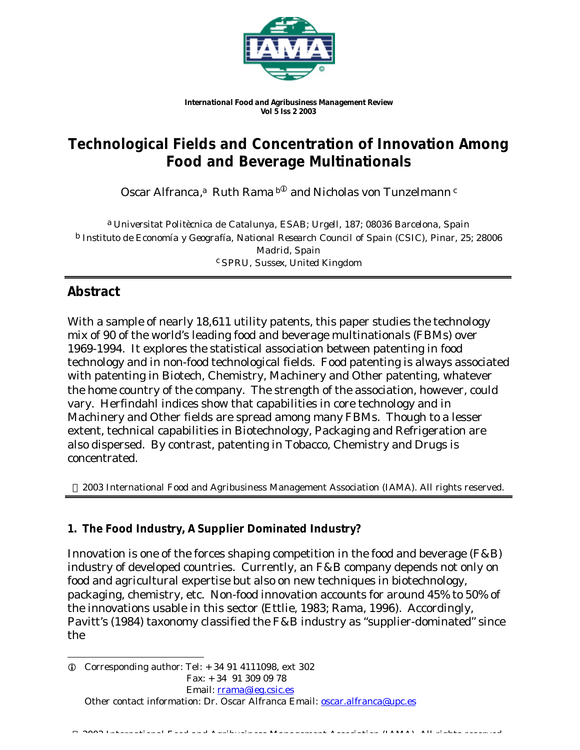**International Food and Agribusiness Management Review**
**Vol 5 Iss 2 2003**

# Technological Fields and Concentration of Innovation Among Food and Beverage Multinationals

Oscar Alfranca,[a] Ruth Rama[b①] and Nicholas von Tunzelmann[c]

[a] *Universitat Politècnica de Catalunya, ESAB; Urgell, 187; 08036 Barcelona, Spain*
[b] *Instituto de Economía y Geografía, National Research Council of Spain (CSIC), Pinar, 25; 28006 Madrid, Spain*
[c] *SPRU, Sussex, United Kingdom*

## Abstract

With a sample of nearly 18,611 utility patents, this paper studies the technology mix of 90 of the world's leading food and beverage multinationals (FBMs) over 1969-1994. It explores the statistical association between patenting in food technology and in non-food technological fields. Food patenting is always associated with patenting in Biotech, Chemistry, Machinery and Other patenting, whatever the home country of the company. The strength of the association, however, could vary. Herfindahl indices show that capabilities in core technology and in Machinery and Other fields are spread among many FBMs. Though to a lesser extent, technical capabilities in Biotechnology, Packaging and Refrigeration are also dispersed. By contrast, patenting in Tobacco, Chemistry and Drugs is concentrated.

© 2003 International Food and Agribusiness Management Association (IAMA). All rights reserved.

### 1. The Food Industry, A Supplier Dominated Industry?

Innovation is one of the forces shaping competition in the food and beverage (F&B) industry of developed countries. Currently, an F&B company depends not only on food and agricultural expertise but also on new techniques in biotechnology, packaging, chemistry, etc. Non-food innovation accounts for around 45% to 50% of the innovations usable in this sector (Ettlie, 1983; Rama, 1996). Accordingly, Pavitt's (1984) taxonomy classified the F&B industry as "supplier-dominated" since the

---

① Corresponding author: Tel: + 34 91 4111098, ext 302
Fax: + 34 91 309 09 78
Email: rrama@ieg.csic.es
Other contact information: Dr. Oscar Alfranca Email: oscar.alfranca@upc.es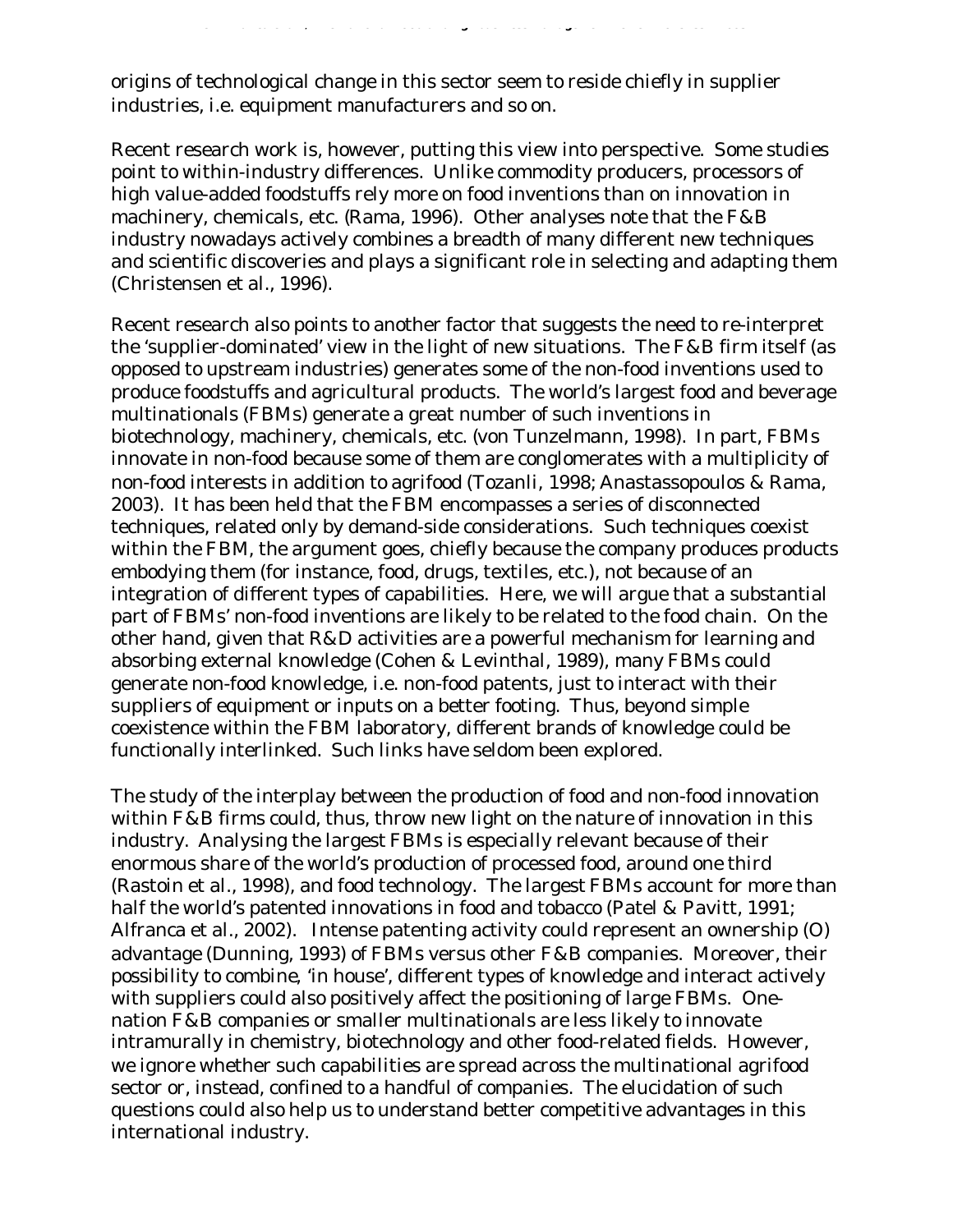origins of technological change in this sector seem to reside chiefly in supplier industries, i.e. equipment manufacturers and so on.

Recent research work is, however, putting this view into perspective. Some studies point to within-industry differences. Unlike commodity producers, processors of high value-added foodstuffs rely more on food inventions than on innovation in machinery, chemicals, etc. (Rama, 1996). Other analyses note that the F&B industry nowadays actively combines a breadth of many different new techniques and scientific discoveries and plays a significant role in selecting and adapting them (Christensen et al., 1996).

Recent research also points to another factor that suggests the need to re-interpret the 'supplier-dominated' view in the light of new situations. The F&B firm itself (as opposed to upstream industries) generates some of the non-food inventions used to produce foodstuffs and agricultural products. The world's largest food and beverage multinationals (FBMs) generate a great number of such inventions in biotechnology, machinery, chemicals, etc. (von Tunzelmann, 1998). In part, FBMs innovate in non-food because some of them are conglomerates with a multiplicity of non-food interests in addition to agrifood (Tozanli, 1998; Anastassopoulos & Rama, 2003). It has been held that the FBM encompasses a series of disconnected techniques, related only by demand-side considerations. Such techniques coexist within the FBM, the argument goes, chiefly because the company produces products embodying them (for instance, food, drugs, textiles, etc.), not because of an integration of different types of capabilities. Here, we will argue that a substantial part of FBMs' non-food inventions are likely to be related to the food chain. On the other hand, given that R&D activities are a powerful mechanism for learning and absorbing external knowledge (Cohen & Levinthal, 1989), many FBMs could generate non-food knowledge, i.e. non-food patents, just to interact with their suppliers of equipment or inputs on a better footing. Thus, beyond simple coexistence within the FBM laboratory, different brands of knowledge could be functionally interlinked. Such links have seldom been explored.

The study of the interplay between the production of food and non-food innovation within F&B firms could, thus, throw new light on the nature of innovation in this industry. Analysing the largest FBMs is especially relevant because of their enormous share of the world's production of processed food, around one third (Rastoin et al., 1998), and food technology. The largest FBMs account for more than half the world's patented innovations in food and tobacco (Patel & Pavitt, 1991; Alfranca et al., 2002). Intense patenting activity could represent an ownership (O) advantage (Dunning, 1993) of FBMs versus other F&B companies. Moreover, their possibility to combine, 'in house', different types of knowledge and interact actively with suppliers could also positively affect the positioning of large FBMs. One-nation F&B companies or smaller multinationals are less likely to innovate intramurally in chemistry, biotechnology and other food-related fields. However, we ignore whether such capabilities are spread across the multinational agrifood sector or, instead, confined to a handful of companies. The elucidation of such questions could also help us to understand better competitive advantages in this international industry.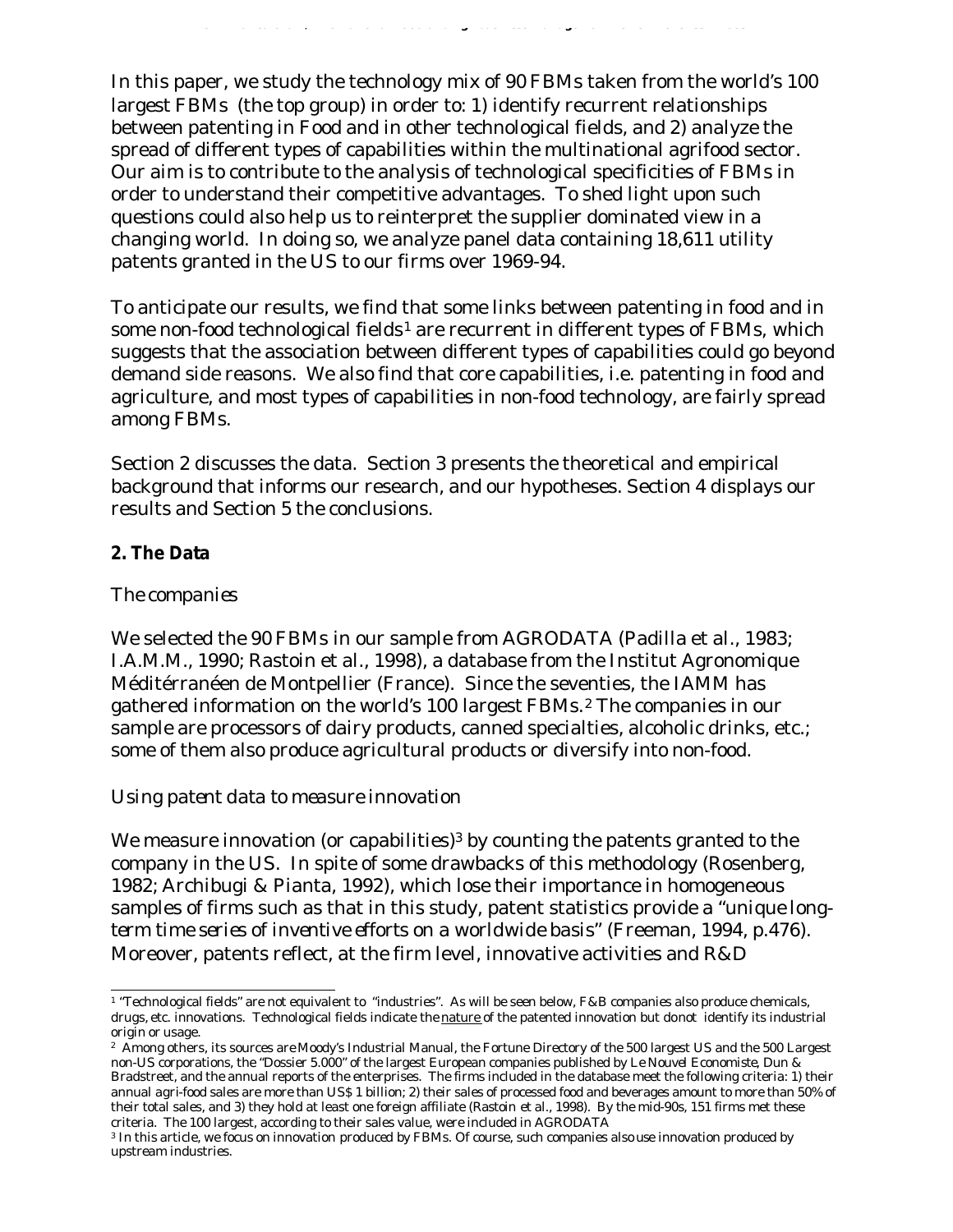In this paper, we study the technology mix of 90 FBMs taken from the world's 100 largest FBMs (the top group) in order to: 1) identify recurrent relationships between patenting in Food and in other technological fields, and 2) analyze the spread of different types of capabilities within the multinational agrifood sector. Our aim is to contribute to the analysis of technological specificities of FBMs in order to understand their competitive advantages. To shed light upon such questions could also help us to reinterpret the supplier dominated view in a changing world. In doing so, we analyze panel data containing 18,611 utility patents granted in the US to our firms over 1969-94.

To anticipate our results, we find that some links between patenting in food and in some non-food technological fields[1] are recurrent in different types of FBMs, which suggests that the association between different types of capabilities could go beyond demand side reasons. We also find that core capabilities, i.e. patenting in food and agriculture, and most types of capabilities in non-food technology, are fairly spread among FBMs.

Section 2 discusses the data. Section 3 presents the theoretical and empirical background that informs our research, and our hypotheses. Section 4 displays our results and Section 5 the conclusions.

## 2. The Data

*The companies*

We selected the 90 FBMs in our sample from AGRODATA (Padilla et al., 1983; I.A.M.M., 1990; Rastoin et al., 1998), a database from the Institut Agronomique Méditérranéen de Montpellier (France). Since the seventies, the IAMM has gathered information on the world's 100 largest FBMs.[2] The companies in our sample are processors of dairy products, canned specialties, alcoholic drinks, etc.; some of them also produce agricultural products or diversify into non-food.

*Using patent data to measure innovation*

We measure innovation (or capabilities)[3] by counting the patents granted to the company in the US. In spite of some drawbacks of this methodology (Rosenberg, 1982; Archibugi & Pianta, 1992), which lose their importance in homogeneous samples of firms such as that in this study, patent statistics provide a "*unique long-term time series of inventive efforts on a worldwide basis*" (Freeman, 1994, p.476). Moreover, patents reflect, at the firm level, innovative activities and R&D

---

[1] "Technological fields" are not equivalent to "industries". As will be seen below, F&B companies also produce chemicals, drugs, etc. innovations. Technological fields indicate the <u>nature</u> of the patented innovation but donot identify its industrial origin or usage.

[2] Among others, its sources are Moody's Industrial Manual, the Fortune Directory of the 500 largest US and the 500 Largest non-US corporations, the "Dossier 5.000" of the largest European companies published by Le Nouvel Economiste, Dun & Bradstreet, and the annual reports of the enterprises. The firms included in the database meet the following criteria: 1) their annual agri-food sales are more than US$ 1 billion; 2) their sales of processed food and beverages amount to more than 50% of their total sales, and 3) they hold at least one foreign affiliate (Rastoin et al., 1998). By the mid-90s, 151 firms met these criteria. The 100 largest, according to their sales value, were included in AGRODATA

[3] In this article, we focus on innovation produced by FBMs. Of course, such companies also use innovation produced by upstream industries.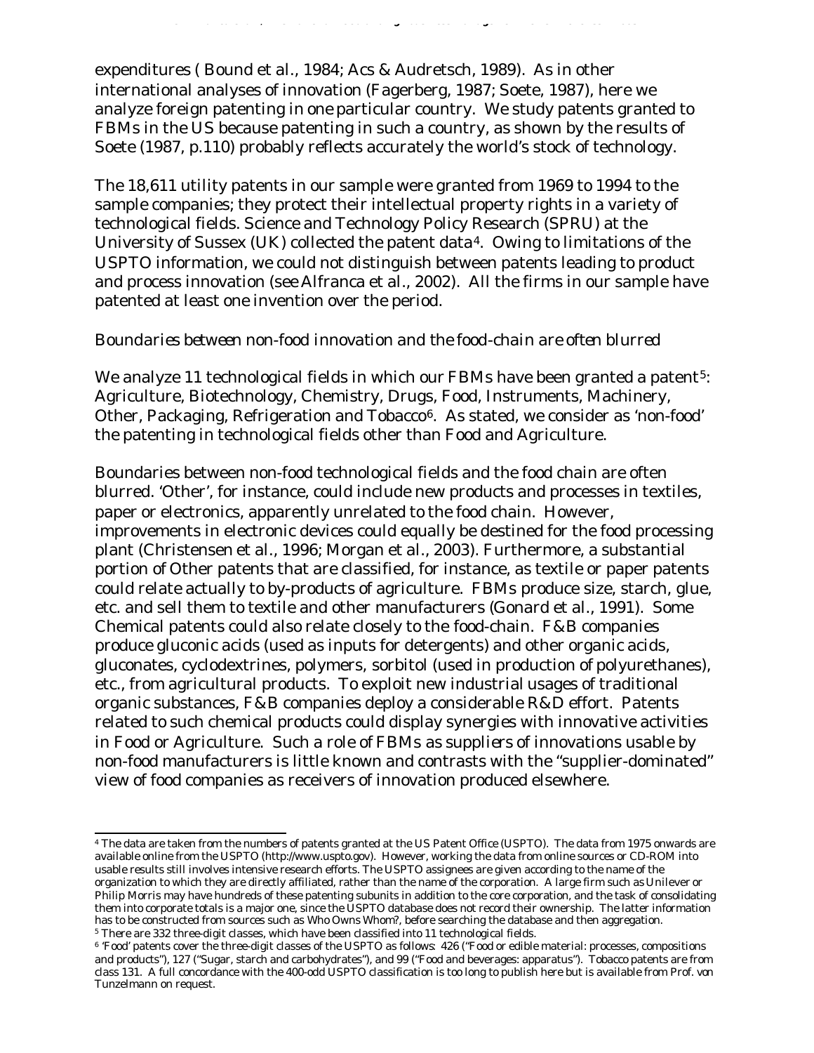expenditures ( Bound et al., 1984; Acs & Audretsch, 1989). As in other international analyses of innovation (Fagerberg, 1987; Soete, 1987), here we analyze foreign patenting in one particular country. We study patents granted to FBMs in the US because patenting in such a country, as shown by the results of Soete (1987, p.110) probably reflects accurately the world's stock of technology.

The 18,611 utility patents in our sample were granted from 1969 to 1994 to the sample companies; they protect their intellectual property rights in a variety of technological fields. Science and Technology Policy Research (SPRU) at the University of Sussex (UK) collected the patent data[4]. Owing to limitations of the USPTO information, we could not distinguish between patents leading to product and process innovation (see Alfranca et al., 2002). All the firms in our sample have patented at least one invention over the period.

*Boundaries between non-food innovation and the food-chain are often blurred*

We analyze 11 technological fields in which our FBMs have been granted a patent[5]: Agriculture, Biotechnology, Chemistry, Drugs, Food, Instruments, Machinery, Other, Packaging, Refrigeration and Tobacco[6]. As stated, we consider as 'non-food' the patenting in technological fields other than Food and Agriculture.

Boundaries between non-food technological fields and the food chain are often blurred. 'Other', for instance, could include new products and processes in textiles, paper or electronics, apparently unrelated to the food chain. However, improvements in electronic devices could equally be destined for the food processing plant (Christensen et al., 1996; Morgan et al., 2003). Furthermore, a substantial portion of Other patents that are classified, for instance, as textile or paper patents could relate actually to by-products of agriculture. FBMs produce size, starch, glue, etc. and sell them to textile and other manufacturers (Gonard et al., 1991). Some Chemical patents could also relate closely to the food-chain. F&B companies produce gluconic acids (used as inputs for detergents) and other organic acids, gluconates, cyclodextrines, polymers, sorbitol (used in production of polyurethanes), etc., from agricultural products. To exploit new industrial usages of traditional organic substances, F&B companies deploy a considerable R&D effort. Patents related to such chemical products could display synergies with innovative activities in Food or Agriculture. Such a role of FBMs as suppliers of innovations usable by non-food manufacturers is little known and contrasts with the "supplier-dominated" view of food companies as receivers of innovation produced elsewhere.

[4] The data are taken from the numbers of patents granted at the US Patent Office (USPTO). The data from 1975 onwards are available online from the USPTO (http://www.uspto.gov). However, working the data from online sources or CD-ROM into usable results still involves intensive research efforts. The USPTO assignees are given according to the name of the organization to which they are directly affiliated, rather than the name of the corporation. A large firm such as Unilever or Philip Morris may have hundreds of these patenting subunits in addition to the core corporation, and the task of consolidating them into corporate totals is a major one, since the USPTO database does not record their ownership. The latter information has to be constructed from sources such as Who Owns Whom?, before searching the database and then aggregation.

[5] There are 332 three-digit classes, which have been classified into 11 technological fields.

[6] 'Food' patents cover the three-digit classes of the USPTO as follows: 426 ("Food or edible material: processes, compositions and products"), 127 ("Sugar, starch and carbohydrates"), and 99 ("Food and beverages: apparatus"). Tobacco patents are from class 131. A full concordance with the 400-odd USPTO classification is too long to publish here but is available from Prof. von Tunzelmann on request.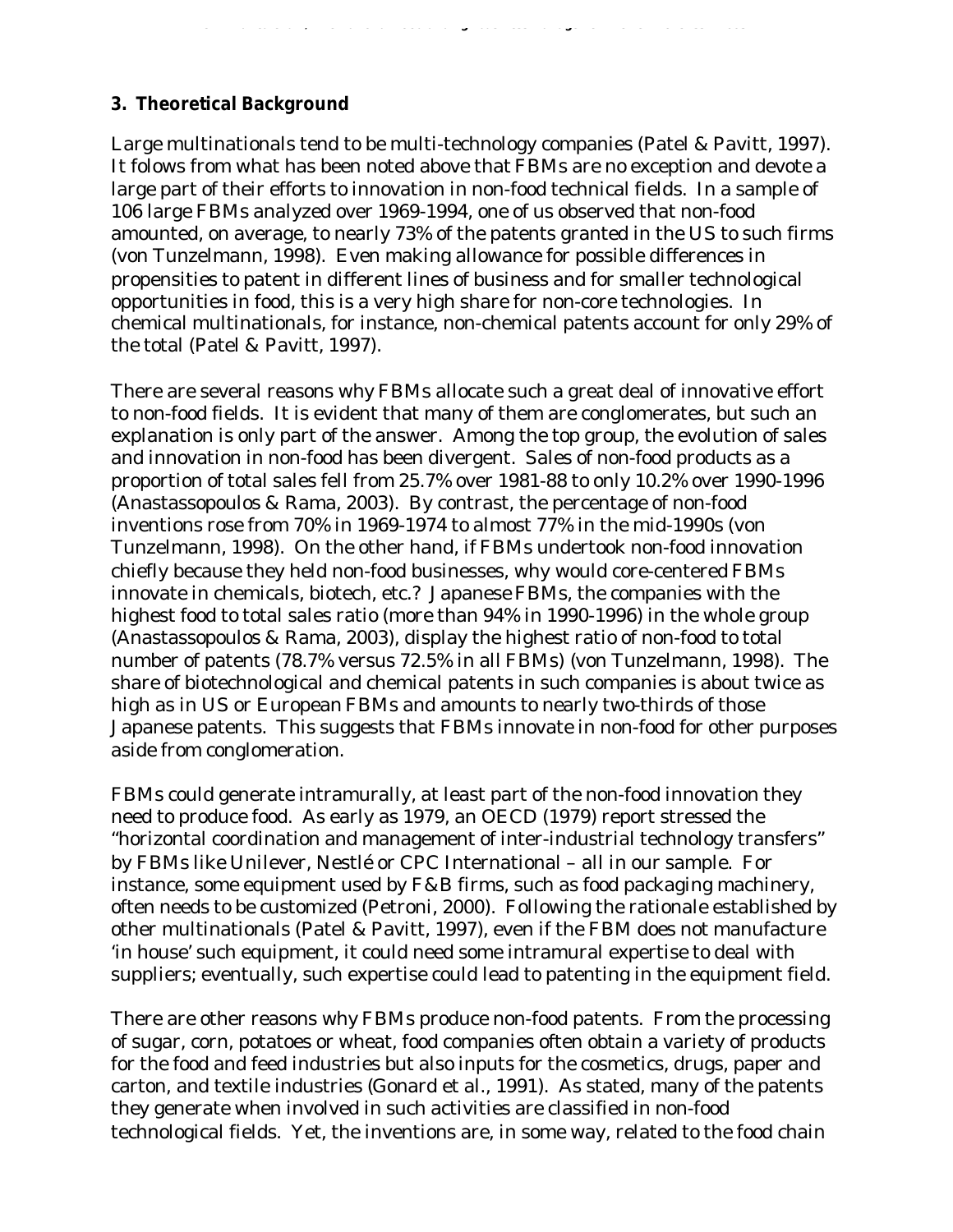## 3. Theoretical Background

Large multinationals tend to be multi-technology companies (Patel & Pavitt, 1997). It folows from what has been noted above that FBMs are no exception and devote a large part of their efforts to innovation in non-food technical fields. In a sample of 106 large FBMs analyzed over 1969-1994, one of us observed that non-food amounted, on average, to nearly 73% of the patents granted in the US to such firms (von Tunzelmann, 1998). Even making allowance for possible differences in propensities to patent in different lines of business and for smaller technological opportunities in food, this is a very high share for non-core technologies. In chemical multinationals, for instance, non-chemical patents account for only 29% of the total (Patel & Pavitt, 1997).

There are several reasons why FBMs allocate such a great deal of innovative effort to non-food fields. It is evident that many of them are conglomerates, but such an explanation is only part of the answer. Among the top group, the evolution of sales and innovation in non-food has been divergent. Sales of non-food products as a proportion of total sales fell from 25.7% over 1981-88 to only 10.2% over 1990-1996 (Anastassopoulos & Rama, 2003). By contrast, the percentage of non-food inventions rose from 70% in 1969-1974 to almost 77% in the mid-1990s (von Tunzelmann, 1998). On the other hand, if FBMs undertook non-food innovation chiefly because they held non-food businesses, why would core-centered FBMs innovate in chemicals, biotech, etc.? Japanese FBMs, the companies with the highest food to total sales ratio (more than 94% in 1990-1996) in the whole group (Anastassopoulos & Rama, 2003), display the highest ratio of non-food to total number of patents (78.7% versus 72.5% in all FBMs) (von Tunzelmann, 1998). The share of biotechnological and chemical patents in such companies is about twice as high as in US or European FBMs and amounts to nearly two-thirds of those Japanese patents. This suggests that FBMs innovate in non-food for other purposes aside from conglomeration.

FBMs could generate intramurally, at least part of the non-food innovation they need to produce food. As early as 1979, an OECD (1979) report stressed the "horizontal coordination and management of inter-industrial technology transfers" by FBMs like Unilever, Nestlé or CPC International – all in our sample. For instance, some equipment used by F&B firms, such as food packaging machinery, often needs to be customized (Petroni, 2000). Following the rationale established by other multinationals (Patel & Pavitt, 1997), even if the FBM does not manufacture 'in house' such equipment, it could need some intramural expertise to deal with suppliers; eventually, such expertise could lead to patenting in the equipment field.

There are other reasons why FBMs produce non-food patents. From the processing of sugar, corn, potatoes or wheat, food companies often obtain a variety of products for the food and feed industries but also inputs for the cosmetics, drugs, paper and carton, and textile industries (Gonard et al., 1991). As stated, many of the patents they generate when involved in such activities are classified in non-food technological fields. Yet, the inventions are, in some way, related to the food chain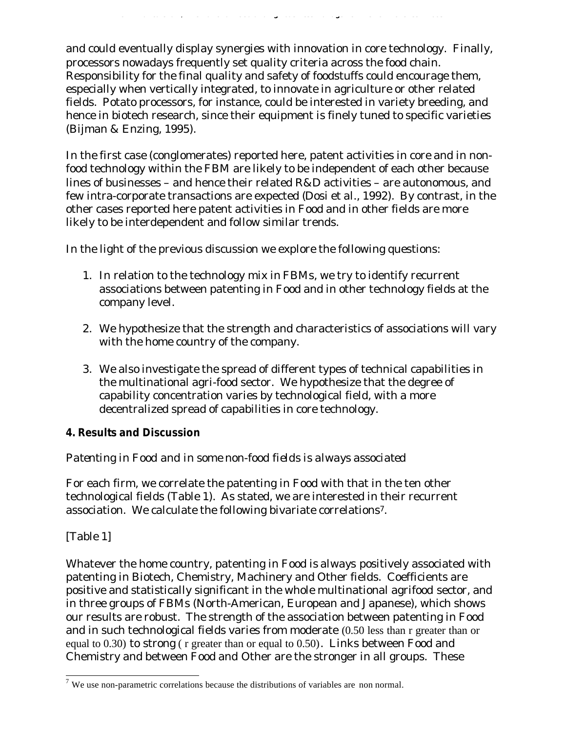and could eventually display synergies with innovation in core technology. Finally, processors nowadays frequently set quality criteria across the food chain. Responsibility for the final quality and safety of foodstuffs could encourage them, especially when vertically integrated, to innovate in agriculture or other related fields. Potato processors, for instance, could be interested in variety breeding, and hence in biotech research, since their equipment is finely tuned to specific varieties (Bijman & Enzing, 1995).

In the first case (conglomerates) reported here, patent activities in core and in non-food technology within the FBM are likely to be independent of each other because lines of businesses – and hence their related R&D activities – are autonomous, and few intra-corporate transactions are expected (Dosi et al., 1992). By contrast, in the other cases reported here patent activities in Food and in other fields are more likely to be interdependent and follow similar trends.

In the light of the previous discussion we explore the following questions:

1. In relation to the technology mix in FBMs, we try to identify recurrent associations between patenting in Food and in other technology fields at the company level.

2. We hypothesize that the strength and characteristics of associations will vary with the home country of the company.

3. We also investigate the spread of different types of technical capabilities in the multinational agri-food sector. We hypothesize that the degree of capability concentration varies by technological field, with a more decentralized spread of capabilities in core technology.

**4. Results and Discussion**

*Patenting in Food and in some non-food fields is always associated*

For each firm, we correlate the patenting in Food with that in the ten other technological fields (Table 1). As stated, we are interested in their recurrent association. We calculate the following bivariate correlations[7].

[Table 1]

Whatever the home country, patenting in Food is always positively associated with patenting in Biotech, Chemistry, Machinery and Other fields. Coefficients are positive and statistically significant in the whole multinational agrifood sector, and in three groups of FBMs (North-American, European and Japanese), which shows our results are robust. The strength of the association between patenting in Food and in such technological fields varies from moderate (0.50 less than r greater than or equal to 0.30) to strong ( r greater than or equal to 0.50). Links between Food and Chemistry and between Food and Other are the stronger in all groups. These

[7] We use non-parametric correlations because the distributions of variables are non normal.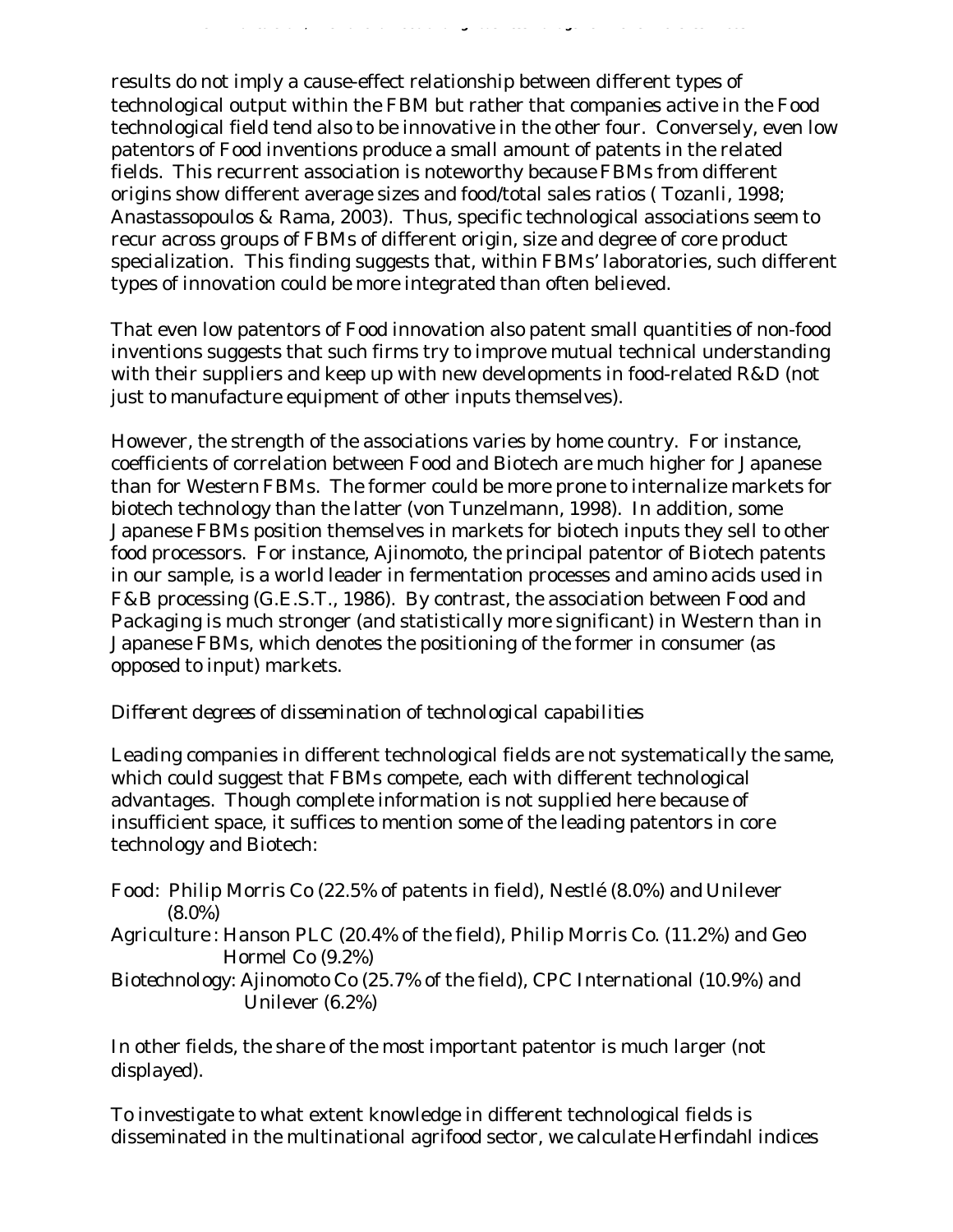results do not imply a cause-effect relationship between different types of technological output within the FBM but rather that companies active in the Food technological field tend also to be innovative in the other four. Conversely, even low patentors of Food inventions produce a small amount of patents in the related fields. This recurrent association is noteworthy because FBMs from different origins show different average sizes and food/total sales ratios ( Tozanli, 1998; Anastassopoulos & Rama, 2003). Thus, specific technological associations seem to recur across groups of FBMs of different origin, size and degree of core product specialization. This finding suggests that, within FBMs' laboratories, such different types of innovation could be more integrated than often believed.

That even low patentors of Food innovation also patent small quantities of non-food inventions suggests that such firms try to improve mutual technical understanding with their suppliers and keep up with new developments in food-related R&D (not just to manufacture equipment of other inputs themselves).

However, the strength of the associations varies by home country. For instance, coefficients of correlation between Food and Biotech are much higher for Japanese than for Western FBMs. The former could be more prone to internalize markets for biotech technology than the latter (von Tunzelmann, 1998). In addition, some Japanese FBMs position themselves in markets for biotech inputs they sell to other food processors. For instance, Ajinomoto, the principal patentor of Biotech patents in our sample, is a world leader in fermentation processes and amino acids used in F&B processing (G.E.S.T., 1986). By contrast, the association between Food and Packaging is much stronger (and statistically more significant) in Western than in Japanese FBMs, which denotes the positioning of the former in consumer (as opposed to input) markets.

*Different degrees of dissemination of technological capabilities*

Leading companies in different technological fields are not systematically the same, which could suggest that FBMs compete, each with different technological advantages. Though complete information is not supplied here because of insufficient space, it suffices to mention some of the leading patentors in core technology and Biotech:

Food: Philip Morris Co (22.5% of patents in field), Nestlé (8.0%) and Unilever (8.0%)
Agriculture: Hanson PLC (20.4% of the field), Philip Morris Co. (11.2%) and Geo Hormel Co (9.2%)
Biotechnology: Ajinomoto Co (25.7% of the field), CPC International (10.9%) and Unilever (6.2%)

In other fields, the share of the most important patentor is much larger (not displayed).

To investigate to what extent knowledge in different technological fields is disseminated in the multinational agrifood sector, we calculate Herfindahl indices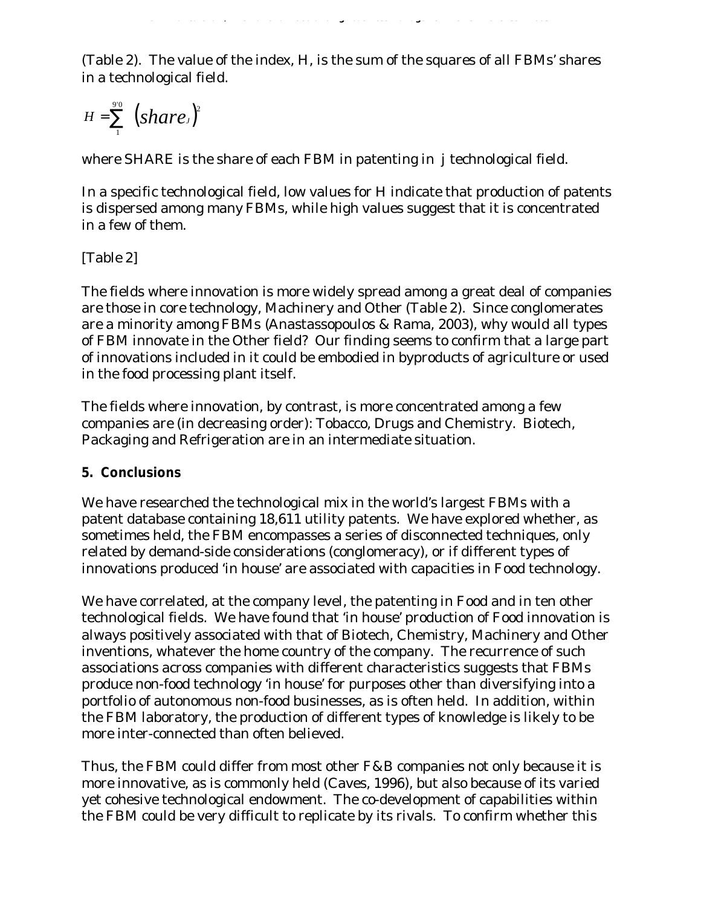(Table 2). The value of the index, H, is the sum of the squares of all FBMs' shares in a technological field.

$$H = \sum_{1}^{9'0} \left(share_J\right)^2$$

where SHARE is the share of each FBM in patenting in j technological field.

In a specific technological field, low values for H indicate that production of patents is dispersed among many FBMs, while high values suggest that it is concentrated in a few of them.

[Table 2]

The fields where innovation is more widely spread among a great deal of companies are those in core technology, Machinery and Other (Table 2). Since conglomerates are a minority among FBMs (Anastassopoulos & Rama, 2003), why would all types of FBM innovate in the Other field? Our finding seems to confirm that a large part of innovations included in it could be embodied in byproducts of agriculture or used in the food processing plant itself.

The fields where innovation, by contrast, is more concentrated among a few companies are (in decreasing order): Tobacco, Drugs and Chemistry. Biotech, Packaging and Refrigeration are in an intermediate situation.

## 5. Conclusions

We have researched the technological mix in the world's largest FBMs with a patent database containing 18,611 utility patents. We have explored whether, as sometimes held, the FBM encompasses a series of disconnected techniques, only related by demand-side considerations (conglomeracy), or if different types of innovations produced 'in house' are associated with capacities in Food technology.

We have correlated, at the company level, the patenting in Food and in ten other technological fields. We have found that 'in house' production of Food innovation is always positively associated with that of Biotech, Chemistry, Machinery and Other inventions, whatever the home country of the company. The recurrence of such associations across companies with different characteristics suggests that FBMs produce non-food technology 'in house' for purposes other than diversifying into a portfolio of autonomous non-food businesses, as is often held. In addition, within the FBM laboratory, the production of different types of knowledge is likely to be more inter-connected than often believed.

Thus, the FBM could differ from most other F&B companies not only because it is more innovative, as is commonly held (Caves, 1996), but also because of its varied yet cohesive technological endowment. The co-development of capabilities within the FBM could be very difficult to replicate by its rivals. To confirm whether this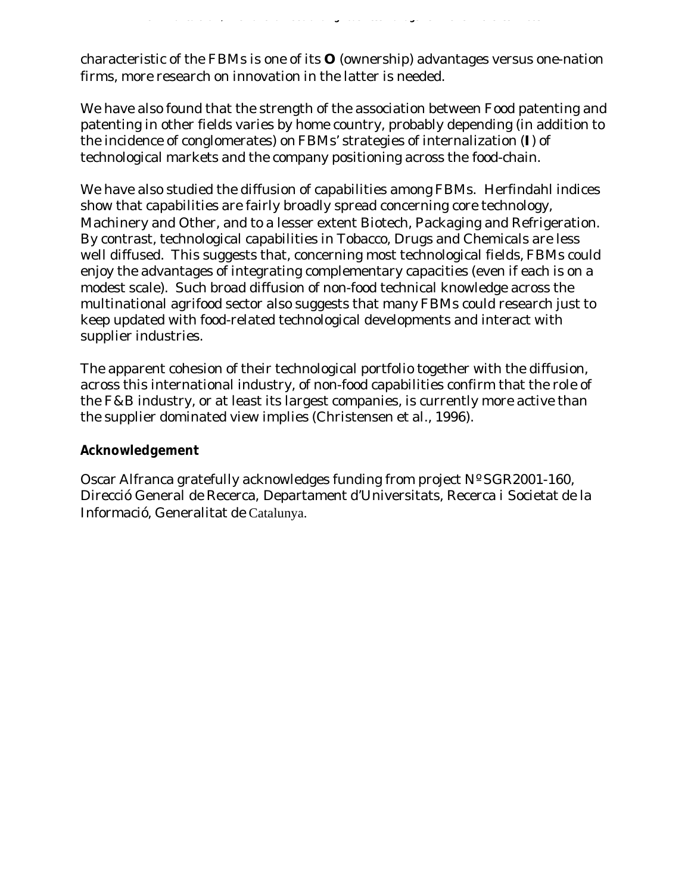characteristic of the FBMs is one of its **O** (ownership) advantages versus one-nation firms, more research on innovation in the latter is needed.

We have also found that the strength of the association between Food patenting and patenting in other fields varies by home country, probably depending (in addition to the incidence of conglomerates) on FBMs' strategies of internalization (**I**) of technological markets and the company positioning across the food-chain.

We have also studied the diffusion of capabilities among FBMs. Herfindahl indices show that capabilities are fairly broadly spread concerning core technology, Machinery and Other, and to a lesser extent Biotech, Packaging and Refrigeration. By contrast, technological capabilities in Tobacco, Drugs and Chemicals are less well diffused. This suggests that, concerning most technological fields, FBMs could enjoy the advantages of integrating complementary capacities (even if each is on a modest scale). Such broad diffusion of non-food technical knowledge across the multinational agrifood sector also suggests that many FBMs could research just to keep updated with food-related technological developments and interact with supplier industries.

The apparent cohesion of their technological portfolio together with the diffusion, across this international industry, of non-food capabilities confirm that the role of the F&B industry, or at least its largest companies, is currently more active than the supplier dominated view implies (Christensen et al., 1996).

**Acknowledgement**

Oscar Alfranca gratefully acknowledges funding from project Nº SGR2001-160, Direcció General de Recerca, Departament d'Universitats, Recerca i Societat de la Informació, Generalitat de Catalunya.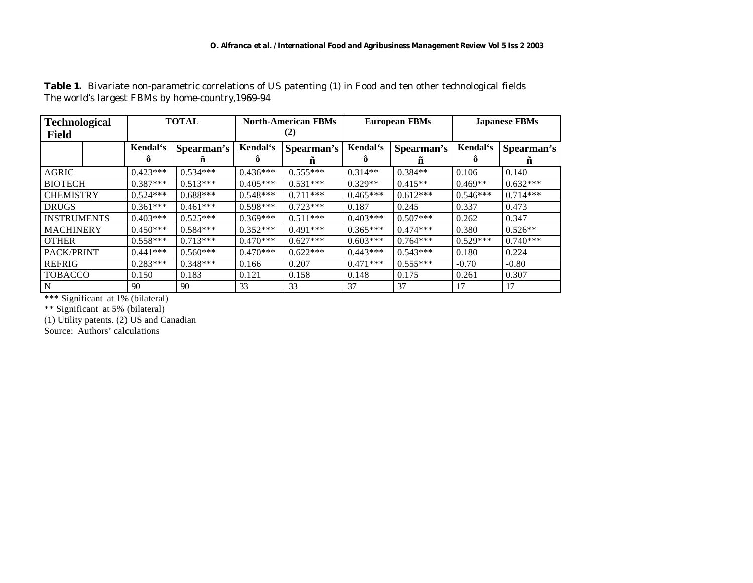**Table 1.** Bivariate non-parametric correlations of US patenting (1) in Food and ten other technological fields The world's largest FBMs by home-country,1969-94

| Technological Field | TOTAL | | North-American FBMs (2) | | European FBMs | | Japanese FBMs | |
|---|---|---|---|---|---|---|---|---|
| | Kendal's ô | Spearman's ñ | Kendal's ô | Spearman's ñ | Kendal's ô | Spearman's ñ | Kendal's ô | Spearman's ñ |
| AGRIC | 0.423*** | 0.534*** | 0.436*** | 0.555*** | 0.314** | 0.384** | 0.106 | 0.140 |
| BIOTECH | 0.387*** | 0.513*** | 0.405*** | 0.531*** | 0.329** | 0.415** | 0.469** | 0.632*** |
| CHEMISTRY | 0.524*** | 0.688*** | 0.548*** | 0.711*** | 0.465*** | 0.612*** | 0.546*** | 0.714*** |
| DRUGS | 0.361*** | 0.461*** | 0.598*** | 0.723*** | 0.187 | 0.245 | 0.337 | 0.473 |
| INSTRUMENTS | 0.403*** | 0.525*** | 0.369*** | 0.511*** | 0.403*** | 0.507*** | 0.262 | 0.347 |
| MACHINERY | 0.450*** | 0.584*** | 0.352*** | 0.491*** | 0.365*** | 0.474*** | 0.380 | 0.526** |
| OTHER | 0.558*** | 0.713*** | 0.470*** | 0.627*** | 0.603*** | 0.764*** | 0.529*** | 0.740*** |
| PACK/PRINT | 0.441*** | 0.560*** | 0.470*** | 0.622*** | 0.443*** | 0.543*** | 0.180 | 0.224 |
| REFRIG | 0.283*** | 0.348*** | 0.166 | 0.207 | 0.471*** | 0.555*** | -0.70 | -0.80 |
| TOBACCO | 0.150 | 0.183 | 0.121 | 0.158 | 0.148 | 0.175 | 0.261 | 0.307 |
| N | 90 | 90 | 33 | 33 | 37 | 37 | 17 | 17 |

*** Significant at 1% (bilateral)

** Significant at 5% (bilateral)

(1) Utility patents. (2) US and Canadian

Source: Authors' calculations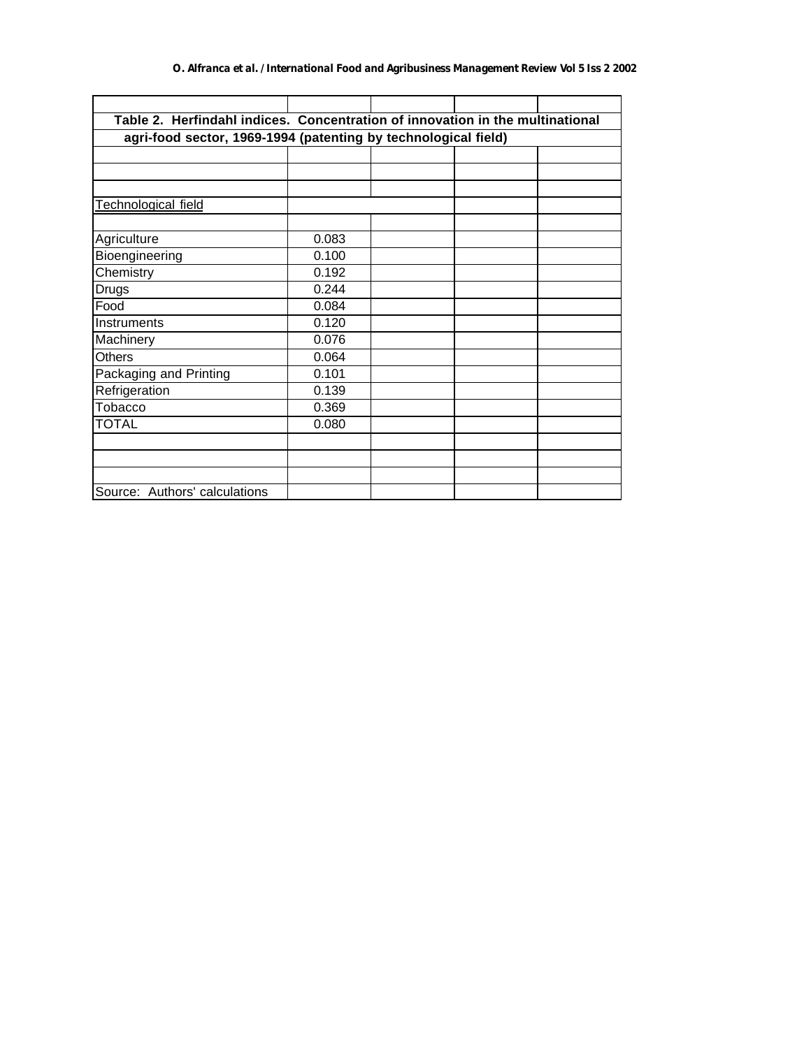**Table 2. Herfindahl indices. Concentration of innovation in the multinational agri-food sector, 1969-1994 (patenting by technological field)**

| Technological field | |
|---|---|
| Agriculture | 0.083 |
| Bioengineering | 0.100 |
| Chemistry | 0.192 |
| Drugs | 0.244 |
| Food | 0.084 |
| Instruments | 0.120 |
| Machinery | 0.076 |
| Others | 0.064 |
| Packaging and Printing | 0.101 |
| Refrigeration | 0.139 |
| Tobacco | 0.369 |
| TOTAL | 0.080 |

Source: Authors' calculations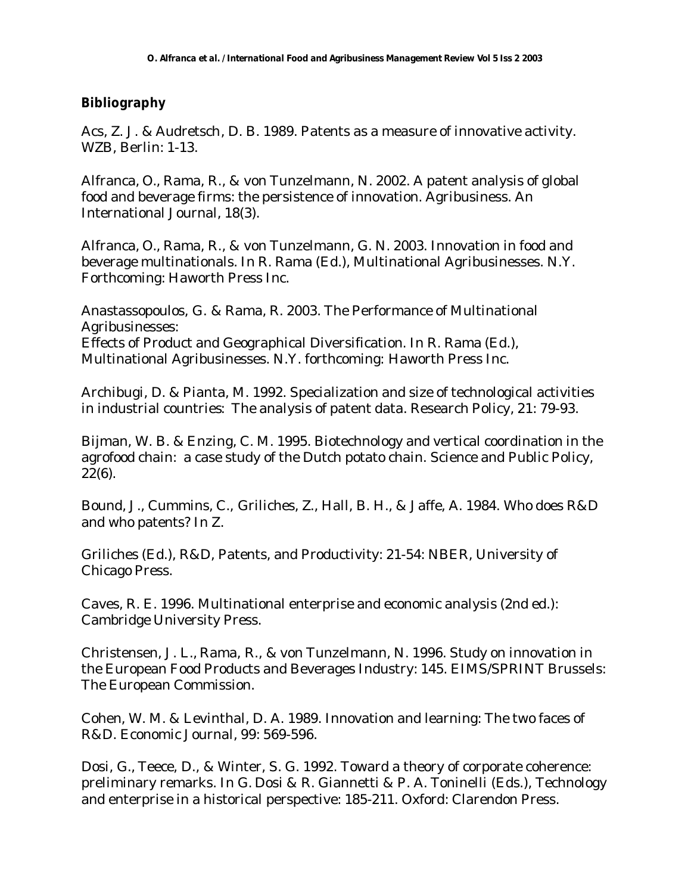## Bibliography

Acs, Z. J. & Audretsch, D. B. 1989. Patents as a measure of innovative activity. WZB, Berlin: 1-13.

Alfranca, O., Rama, R., & von Tunzelmann, N. 2002. A patent analysis of global food and beverage firms: the persistence of innovation. Agribusiness. An International Journal, 18(3).

Alfranca, O., Rama, R., & von Tunzelmann, G. N. 2003. Innovation in food and beverage multinationals. In R. Rama (Ed.), Multinational Agribusinesses. N.Y. Forthcoming: Haworth Press Inc.

Anastassopoulos, G. & Rama, R. 2003. The Performance of Multinational Agribusinesses:
Effects of Product and Geographical Diversification. In R. Rama (Ed.), Multinational Agribusinesses. N.Y. forthcoming: Haworth Press Inc.

Archibugi, D. & Pianta, M. 1992. Specialization and size of technological activities in industrial countries: The analysis of patent data. Research Policy, 21: 79-93.

Bijman, W. B. & Enzing, C. M. 1995. Biotechnology and vertical coordination in the agrofood chain: a case study of the Dutch potato chain. Science and Public Policy, 22(6).

Bound, J., Cummins, C., Griliches, Z., Hall, B. H., & Jaffe, A. 1984. Who does R&D and who patents? In Z.

Griliches (Ed.), R&D, Patents, and Productivity: 21-54: NBER, University of Chicago Press.

Caves, R. E. 1996. Multinational enterprise and economic analysis (2nd ed.): Cambridge University Press.

Christensen, J. L., Rama, R., & von Tunzelmann, N. 1996. Study on innovation in the European Food Products and Beverages Industry: 145. EIMS/SPRINT Brussels: The European Commission.

Cohen, W. M. & Levinthal, D. A. 1989. Innovation and learning: The two faces of R&D. Economic Journal, 99: 569-596.

Dosi, G., Teece, D., & Winter, S. G. 1992. Toward a theory of corporate coherence: preliminary remarks. In G. Dosi & R. Giannetti & P. A. Toninelli (Eds.), Technology and enterprise in a historical perspective: 185-211. Oxford: Clarendon Press.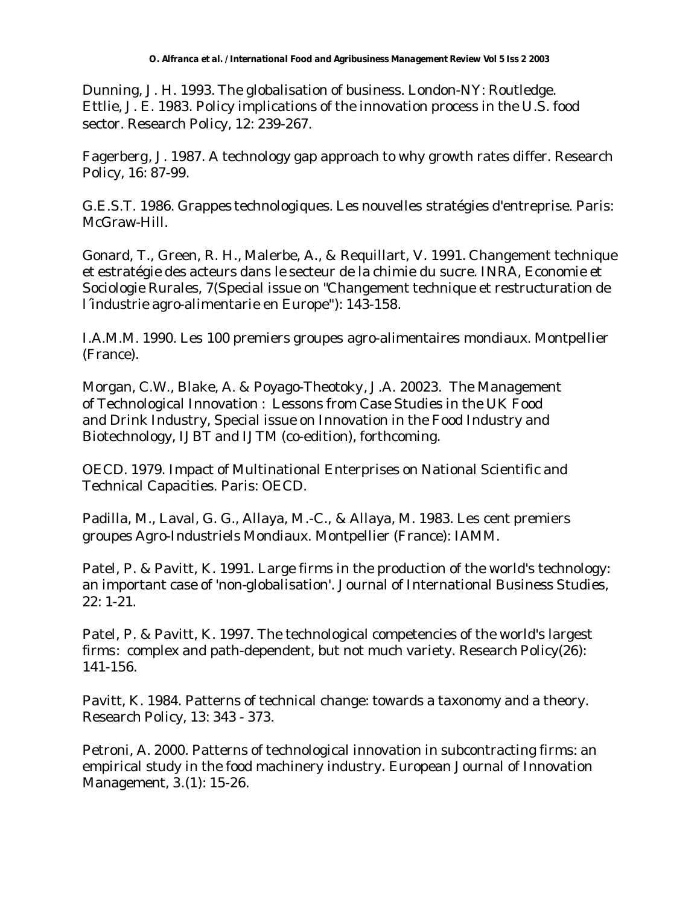Dunning, J. H. 1993. The globalisation of business. London-NY: Routledge.
Ettlie, J. E. 1983. Policy implications of the innovation process in the U.S. food sector. Research Policy, 12: 239-267.

Fagerberg, J. 1987. A technology gap approach to why growth rates differ. Research Policy, 16: 87-99.

G.E.S.T. 1986. Grappes technologiques. Les nouvelles stratégies d'entreprise. Paris: McGraw-Hill.

Gonard, T., Green, R. H., Malerbe, A., & Requillart, V. 1991. Changement technique et estratégie des acteurs dans le secteur de la chimie du sucre. INRA, Economie et Sociologie Rurales, 7(Special issue on "Changement technique et restructuration de l´industrie agro-alimentarie en Europe"): 143-158.

I.A.M.M. 1990. Les 100 premiers groupes agro-alimentaires mondiaux. Montpellier (France).

Morgan, C.W., Blake, A. & Poyago-Theotoky, J.A. 20023. The Management of Technological Innovation : Lessons from Case Studies in the UK Food and Drink Industry, Special issue on Innovation in the Food Industry and Biotechnology, IJBT and IJTM (co-edition), forthcoming.

OECD. 1979. Impact of Multinational Enterprises on National Scientific and Technical Capacities. Paris: OECD.

Padilla, M., Laval, G. G., Allaya, M.-C., & Allaya, M. 1983. Les cent premiers groupes Agro-Industriels Mondiaux. Montpellier (France): IAMM.

Patel, P. & Pavitt, K. 1991. Large firms in the production of the world's technology: an important case of 'non-globalisation'. Journal of International Business Studies, 22: 1-21.

Patel, P. & Pavitt, K. 1997. The technological competencies of the world's largest firms: complex and path-dependent, but not much variety. Research Policy(26): 141-156.

Pavitt, K. 1984. Patterns of technical change: towards a taxonomy and a theory. Research Policy, 13: 343 - 373.

Petroni, A. 2000. Patterns of technological innovation in subcontracting firms: an empirical study in the food machinery industry. European Journal of Innovation Management, 3.(1): 15-26.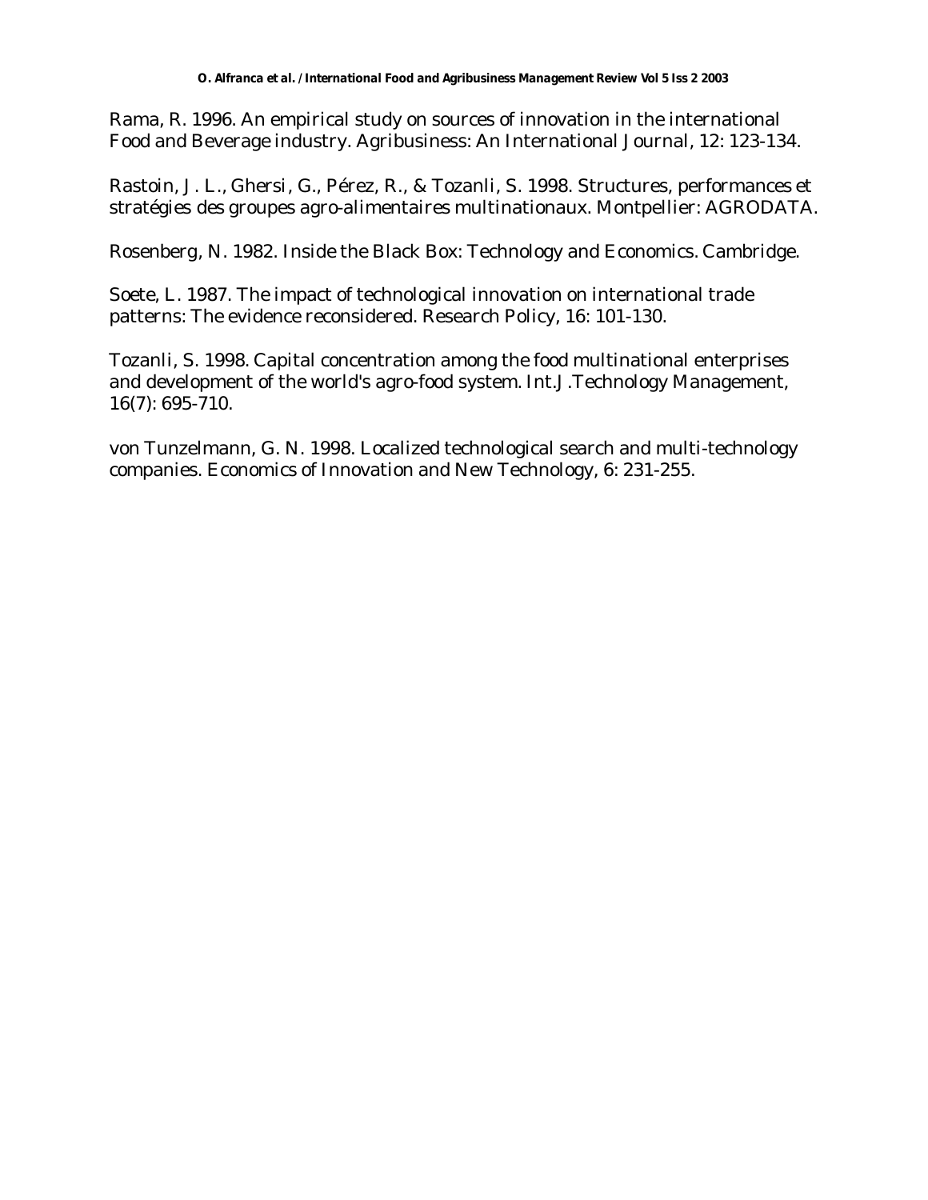Rama, R. 1996. An empirical study on sources of innovation in the international Food and Beverage industry. Agribusiness: An International Journal, 12: 123-134.

Rastoin, J. L., Ghersi, G., Pérez, R., & Tozanli, S. 1998. Structures, performances et stratégies des groupes agro-alimentaires multinationaux. Montpellier: AGRODATA.

Rosenberg, N. 1982. Inside the Black Box: Technology and Economics. Cambridge.

Soete, L. 1987. The impact of technological innovation on international trade patterns: The evidence reconsidered. Research Policy, 16: 101-130.

Tozanli, S. 1998. Capital concentration among the food multinational enterprises and development of the world's agro-food system. Int.J.Technology Management, 16(7): 695-710.

von Tunzelmann, G. N. 1998. Localized technological search and multi-technology companies. Economics of Innovation and New Technology, 6: 231-255.